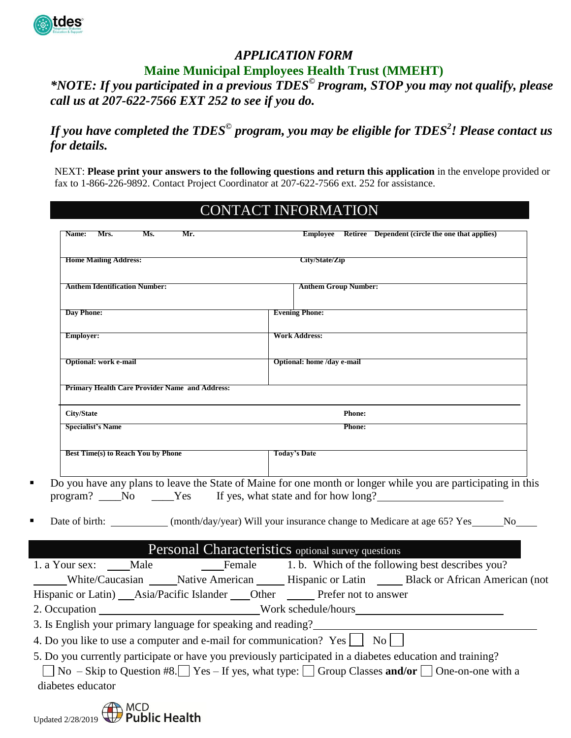# *APPLICATION FORM*

## Maine Municipal Employees Health Trust (MMEHT)

***\*NOTE: If you participated in a previous TDES© Program, STOP you may not qualify, please call us at 207-622-7566 EXT 252 to see if you do.***

***If you have completed the TDES© program, you may be eligible for TDES²! Please contact us for details.***

NEXT: **Please print your answers to the following questions and return this application** in the envelope provided or fax to 1-866-226-9892. Contact Project Coordinator at 207-622-7566 ext. 252 for assistance.

## CONTACT INFORMATION

| | |
|---|---|
| **Name: Mrs. Ms. Mr.** | **Employee Retiree Dependent (circle the one that applies)** |
| **Home Mailing Address:** | **City/State/Zip** |
| **Anthem Identification Number:** | **Anthem Group Number:** |
| **Day Phone:** | **Evening Phone:** |
| **Employer:** | **Work Address:** |
| **Optional: work e-mail** | **Optional: home /day e-mail** |
| **Primary Health Care Provider Name and Address:** | |
| **City/State** | **Phone:** |
| **Specialist's Name** | **Phone:** |
| **Best Time(s) to Reach You by Phone** | **Today's Date** |

- Do you have any plans to leave the State of Maine for one month or longer while you are participating in this program? ____No ____Yes If yes, what state and for how long?________________________
- Date of birth: ___________ (month/day/year) Will your insurance change to Medicare at age 65? Yes______No____

## Personal Characteristics optional survey questions

1. a Your sex: ____Male ____Female 1. b. Which of the following best describes you?
______White/Caucasian _____Native American _____ Hispanic or Latin _____ Black or African American (not Hispanic or Latin) ___Asia/Pacific Islander ____Other _____ Prefer not to answer

2. Occupation ____________________________ Work schedule/hours ___________________________

3. Is English your primary language for speaking and reading?________________________________

4. Do you like to use a computer and e-mail for communication? Yes ☐ No ☐

5. Do you currently participate or have you previously participated in a diabetes education and training?
☐ No – Skip to Question #8. ☐ Yes – If yes, what type: ☐ Group Classes **and/or** ☐ One-on-one with a diabetes educator

Updated 2/28/2019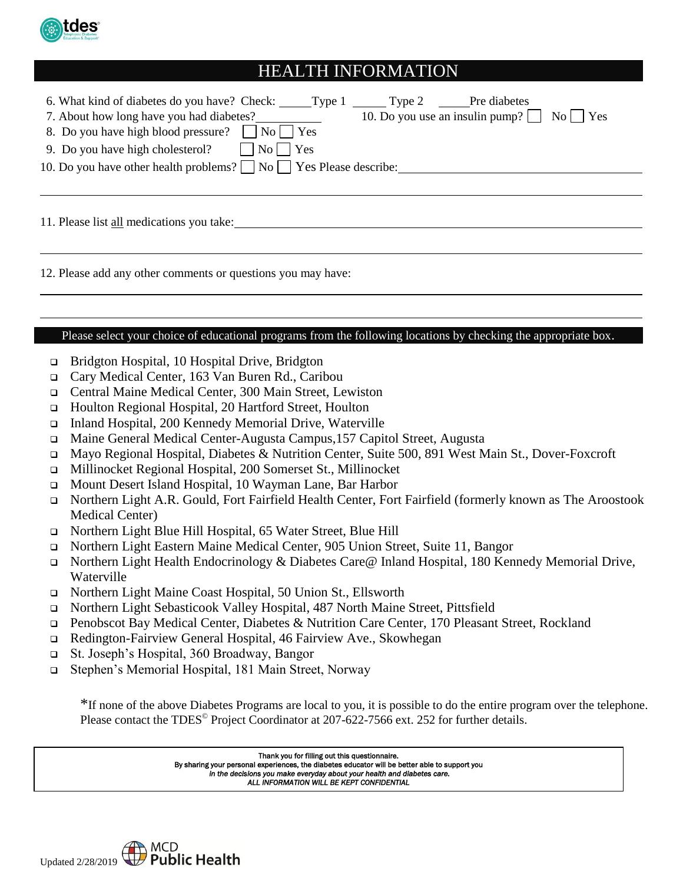## HEALTH INFORMATION

6. What kind of diabetes do you have? Check: \_\_\_\_\_Type 1 \_\_\_\_\_ Type 2 \_\_\_\_\_Pre diabetes

7. About how long have you had diabetes?\_\_\_\_\_\_\_\_\_\_\_ 10. Do you use an insulin pump? ☐ No ☐ Yes

8. Do you have high blood pressure? ☐ No ☐ Yes

9. Do you have high cholesterol? ☐ No ☐ Yes

10. Do you have other health problems? ☐ No ☐ Yes Please describe:\_\_\_\_\_\_\_\_\_\_\_\_\_\_\_\_\_\_\_\_\_\_\_\_\_\_\_\_\_\_\_\_\_\_\_\_

\_\_\_\_\_\_\_\_\_\_\_\_\_\_\_\_\_\_\_\_\_\_\_\_\_\_\_\_\_\_\_\_\_\_\_\_\_\_\_\_\_\_\_\_\_\_\_\_\_\_\_\_\_\_\_\_\_\_\_\_\_\_\_\_\_\_\_\_\_\_\_\_\_\_\_\_

11. Please list <u>all</u> medications you take:\_\_\_\_\_\_\_\_\_\_\_\_\_\_\_\_\_\_\_\_\_\_\_\_\_\_\_\_\_\_\_\_\_\_\_\_\_\_\_\_\_\_\_\_\_\_\_\_\_\_

\_\_\_\_\_\_\_\_\_\_\_\_\_\_\_\_\_\_\_\_\_\_\_\_\_\_\_\_\_\_\_\_\_\_\_\_\_\_\_\_\_\_\_\_\_\_\_\_\_\_\_\_\_\_\_\_\_\_\_\_\_\_\_\_\_\_\_\_\_\_\_\_\_\_\_\_

12. Please add any other comments or questions you may have:

\_\_\_\_\_\_\_\_\_\_\_\_\_\_\_\_\_\_\_\_\_\_\_\_\_\_\_\_\_\_\_\_\_\_\_\_\_\_\_\_\_\_\_\_\_\_\_\_\_\_\_\_\_\_\_\_\_\_\_\_\_\_\_\_\_\_\_\_\_\_\_\_\_\_\_\_

\_\_\_\_\_\_\_\_\_\_\_\_\_\_\_\_\_\_\_\_\_\_\_\_\_\_\_\_\_\_\_\_\_\_\_\_\_\_\_\_\_\_\_\_\_\_\_\_\_\_\_\_\_\_\_\_\_\_\_\_\_\_\_\_\_\_\_\_\_\_\_\_\_\_\_\_

### Please select your choice of educational programs from the following locations by checking the appropriate box.

- ☐ Bridgton Hospital, 10 Hospital Drive, Bridgton
- ☐ Cary Medical Center, 163 Van Buren Rd., Caribou
- ☐ Central Maine Medical Center, 300 Main Street, Lewiston
- ☐ Houlton Regional Hospital, 20 Hartford Street, Houlton
- ☐ Inland Hospital, 200 Kennedy Memorial Drive, Waterville
- ☐ Maine General Medical Center-Augusta Campus,157 Capitol Street, Augusta
- ☐ Mayo Regional Hospital, Diabetes & Nutrition Center, Suite 500, 891 West Main St., Dover-Foxcroft
- ☐ Millinocket Regional Hospital, 200 Somerset St., Millinocket
- ☐ Mount Desert Island Hospital, 10 Wayman Lane, Bar Harbor
- ☐ Northern Light A.R. Gould, Fort Fairfield Health Center, Fort Fairfield (formerly known as The Aroostook Medical Center)
- ☐ Northern Light Blue Hill Hospital, 65 Water Street, Blue Hill
- ☐ Northern Light Eastern Maine Medical Center, 905 Union Street, Suite 11, Bangor
- ☐ Northern Light Health Endocrinology & Diabetes Care@ Inland Hospital, 180 Kennedy Memorial Drive, Waterville
- ☐ Northern Light Maine Coast Hospital, 50 Union St., Ellsworth
- ☐ Northern Light Sebasticook Valley Hospital, 487 North Maine Street, Pittsfield
- ☐ Penobscot Bay Medical Center, Diabetes & Nutrition Care Center, 170 Pleasant Street, Rockland
- ☐ Redington-Fairview General Hospital, 46 Fairview Ave., Skowhegan
- ☐ St. Joseph's Hospital, 360 Broadway, Bangor
- ☐ Stephen's Memorial Hospital, 181 Main Street, Norway

*If none of the above Diabetes Programs are local to you, it is possible to do the entire program over the telephone. Please contact the TDES© Project Coordinator at 207-622-7566 ext. 252 for further details.

**Thank you for filling out this questionnaire.**
**By sharing your personal experiences, the diabetes educator will be better able to support you**
***in the decisions you make everyday about your health and diabetes care.***
***ALL INFORMATION WILL BE KEPT CONFIDENTIAL***

Updated 2/28/2019 MCD Public Health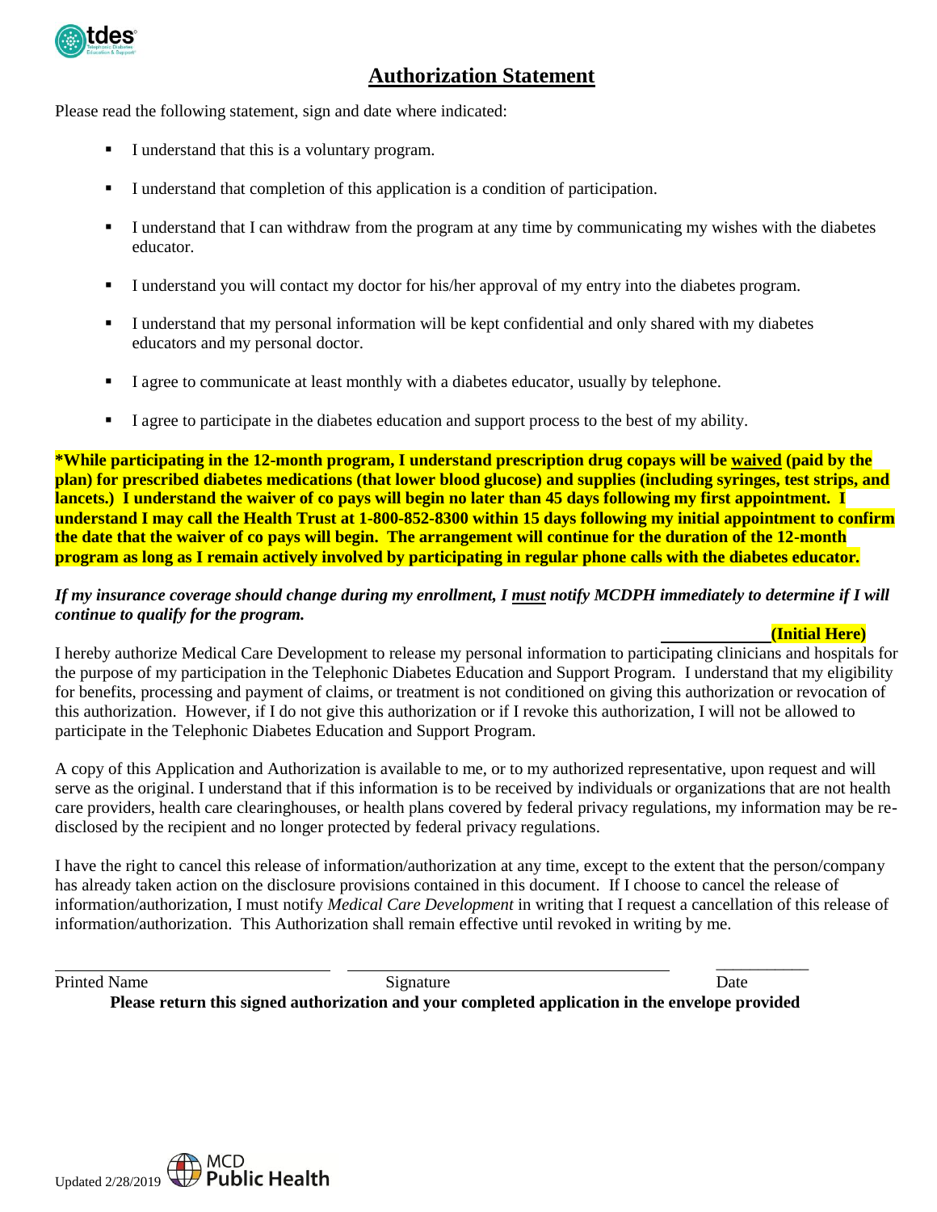## Authorization Statement

Please read the following statement, sign and date where indicated:

- I understand that this is a voluntary program.
- I understand that completion of this application is a condition of participation.
- I understand that I can withdraw from the program at any time by communicating my wishes with the diabetes educator.
- I understand you will contact my doctor for his/her approval of my entry into the diabetes program.
- I understand that my personal information will be kept confidential and only shared with my diabetes educators and my personal doctor.
- I agree to communicate at least monthly with a diabetes educator, usually by telephone.
- I agree to participate in the diabetes education and support process to the best of my ability.

**\*While participating in the 12-month program, I understand prescription drug copays will be <u>waived</u> (paid by the plan) for prescribed diabetes medications (that lower blood glucose) and supplies (including syringes, test strips, and lancets.) I understand the waiver of co pays will begin no later than 45 days following my first appointment. I understand I may call the Health Trust at 1-800-852-8300 within 15 days following my initial appointment to confirm the date that the waiver of co pays will begin. The arrangement will continue for the duration of the 12-month program as long as I remain actively involved by participating in regular phone calls with the diabetes educator.**

***If my insurance coverage should change during my enrollment, I <u>must</u> notify MCDPH immediately to determine if I will continue to qualify for the program.***

_____________ **(Initial Here)**

I hereby authorize Medical Care Development to release my personal information to participating clinicians and hospitals for the purpose of my participation in the Telephonic Diabetes Education and Support Program. I understand that my eligibility for benefits, processing and payment of claims, or treatment is not conditioned on giving this authorization or revocation of this authorization. However, if I do not give this authorization or if I revoke this authorization, I will not be allowed to participate in the Telephonic Diabetes Education and Support Program.

A copy of this Application and Authorization is available to me, or to my authorized representative, upon request and will serve as the original. I understand that if this information is to be received by individuals or organizations that are not health care providers, health care clearinghouses, or health plans covered by federal privacy regulations, my information may be re-disclosed by the recipient and no longer protected by federal privacy regulations.

I have the right to cancel this release of information/authorization at any time, except to the extent that the person/company has already taken action on the disclosure provisions contained in this document. If I choose to cancel the release of information/authorization, I must notify *Medical Care Development* in writing that I request a cancellation of this release of information/authorization. This Authorization shall remain effective until revoked in writing by me.

________________________________ ______________________________________ ___________

Printed Name Signature Date

**Please return this signed authorization and your completed application in the envelope provided**

Updated 2/28/2019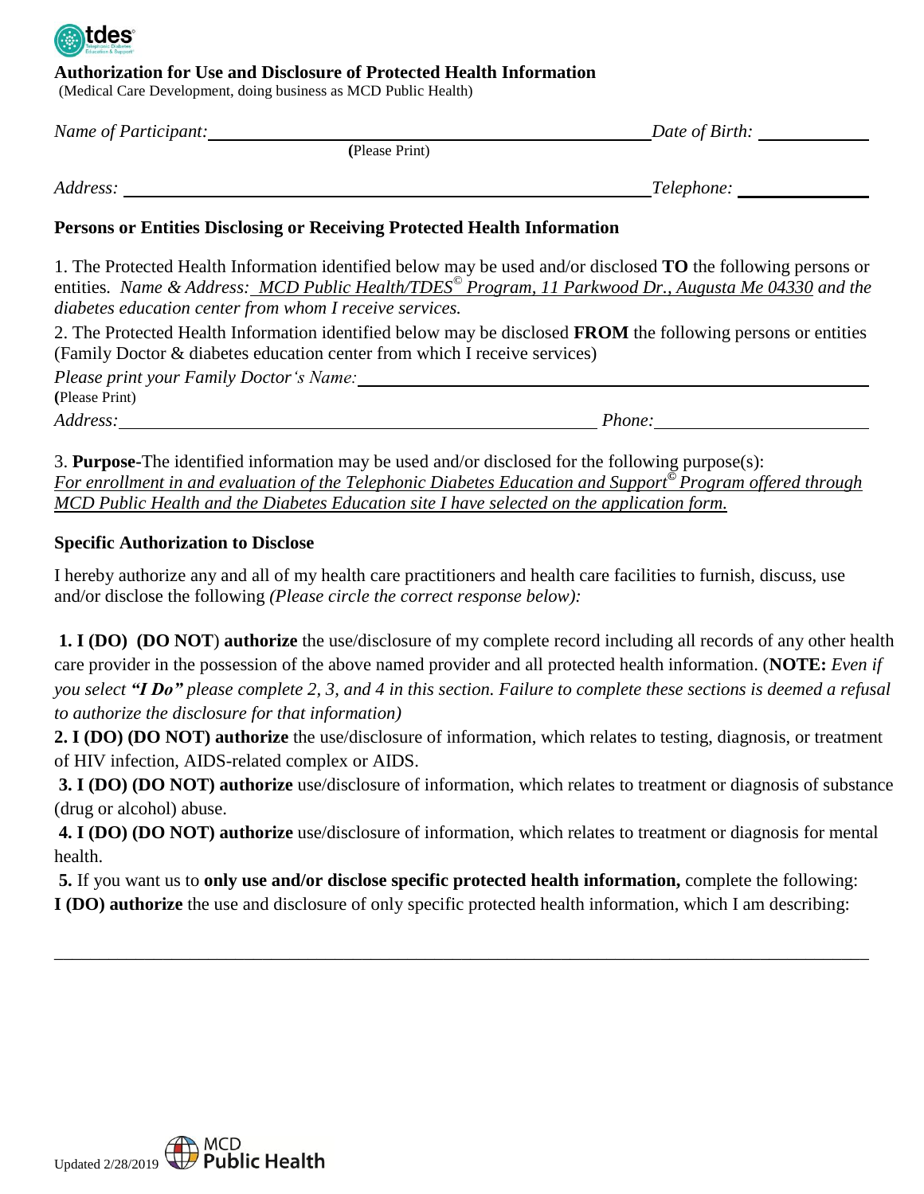## Authorization for Use and Disclosure of Protected Health Information

(Medical Care Development, doing business as MCD Public Health)

*Name of Participant:* ________________________________________ *Date of Birth:* ____________
(Please Print)

*Address:* ________________________________________ *Telephone:* ____________

### Persons or Entities Disclosing or Receiving Protected Health Information

1. The Protected Health Information identified below may be used and/or disclosed **TO** the following persons or entities. *Name & Address: MCD Public Health/TDES© Program, 11 Parkwood Dr., Augusta Me 04330 and the diabetes education center from whom I receive services.*

2. The Protected Health Information identified below may be disclosed **FROM** the following persons or entities (Family Doctor & diabetes education center from which I receive services)

*Please print your Family Doctor's Name:* ________________________________________
(Please Print)

*Address:* ________________________________________ *Phone:* ____________

3. **Purpose-**The identified information may be used and/or disclosed for the following purpose(s): *For enrollment in and evaluation of the Telephonic Diabetes Education and Support© Program offered through MCD Public Health and the Diabetes Education site I have selected on the application form.*

### Specific Authorization to Disclose

I hereby authorize any and all of my health care practitioners and health care facilities to furnish, discuss, use and/or disclose the following *(Please circle the correct response below):*

**1. I (DO) (DO NOT) authorize** the use/disclosure of my complete record including all records of any other health care provider in the possession of the above named provider and all protected health information. (**NOTE:** *Even if you select **"I Do"** please complete 2, 3, and 4 in this section. Failure to complete these sections is deemed a refusal to authorize the disclosure for that information)*

**2. I (DO) (DO NOT) authorize** the use/disclosure of information, which relates to testing, diagnosis, or treatment of HIV infection, AIDS-related complex or AIDS.

**3. I (DO) (DO NOT) authorize** use/disclosure of information, which relates to treatment or diagnosis of substance (drug or alcohol) abuse.

**4. I (DO) (DO NOT) authorize** use/disclosure of information, which relates to treatment or diagnosis for mental health.

**5.** If you want us to **only use and/or disclose specific protected health information,** complete the following: **I (DO) authorize** the use and disclosure of only specific protected health information, which I am describing:

________________________________________________________________________________

Updated 2/28/2019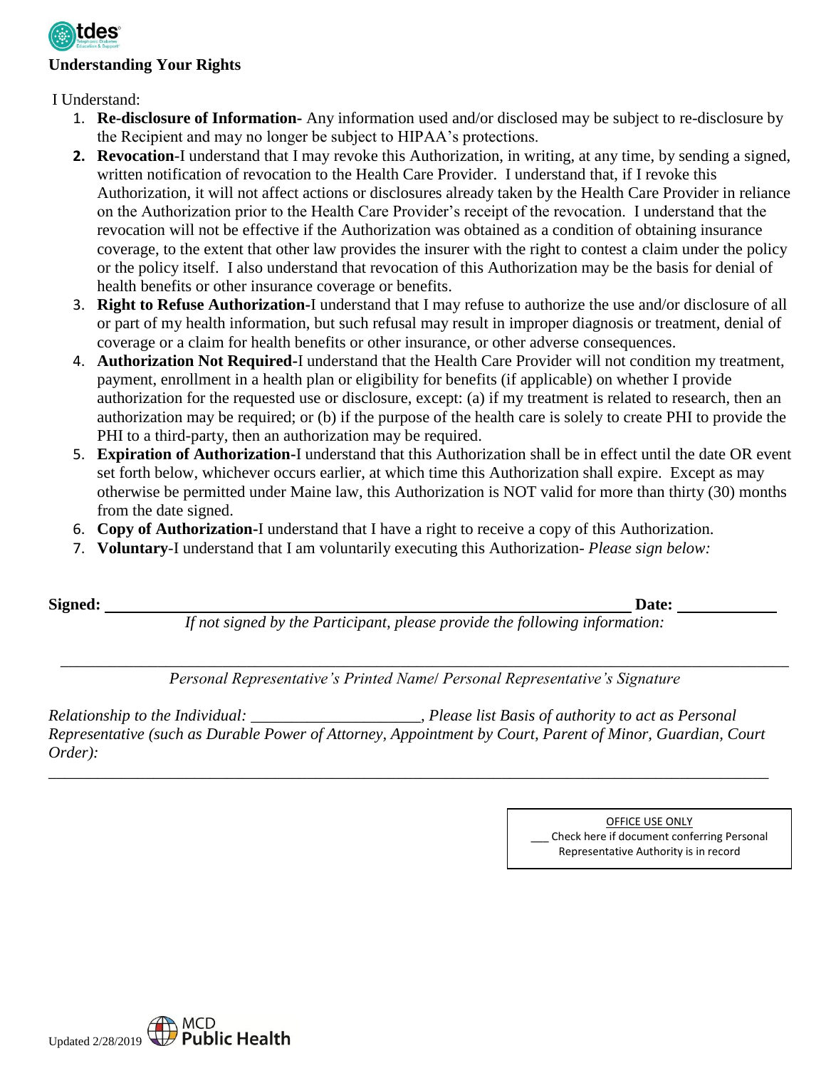## Understanding Your Rights

I Understand:

1. **Re-disclosure of Information-** Any information used and/or disclosed may be subject to re-disclosure by the Recipient and may no longer be subject to HIPAA's protections.
2. **Revocation**-I understand that I may revoke this Authorization, in writing, at any time, by sending a signed, written notification of revocation to the Health Care Provider. I understand that, if I revoke this Authorization, it will not affect actions or disclosures already taken by the Health Care Provider in reliance on the Authorization prior to the Health Care Provider's receipt of the revocation. I understand that the revocation will not be effective if the Authorization was obtained as a condition of obtaining insurance coverage, to the extent that other law provides the insurer with the right to contest a claim under the policy or the policy itself. I also understand that revocation of this Authorization may be the basis for denial of health benefits or other insurance coverage or benefits.
3. **Right to Refuse Authorization-**I understand that I may refuse to authorize the use and/or disclosure of all or part of my health information, but such refusal may result in improper diagnosis or treatment, denial of coverage or a claim for health benefits or other insurance, or other adverse consequences.
4. **Authorization Not Required-**I understand that the Health Care Provider will not condition my treatment, payment, enrollment in a health plan or eligibility for benefits (if applicable) on whether I provide authorization for the requested use or disclosure, except: (a) if my treatment is related to research, then an authorization may be required; or (b) if the purpose of the health care is solely to create PHI to provide the PHI to a third-party, then an authorization may be required.
5. **Expiration of Authorization-**I understand that this Authorization shall be in effect until the date OR event set forth below, whichever occurs earlier, at which time this Authorization shall expire. Except as may otherwise be permitted under Maine law, this Authorization is NOT valid for more than thirty (30) months from the date signed.
6. **Copy of Authorization-**I understand that I have a right to receive a copy of this Authorization.
7. **Voluntary**-I understand that I am voluntarily executing this Authorization- *Please sign below:*

**Signed:** ____________________________________________ **Date:** ____________

*If not signed by the Participant, please provide the following information:*

_____________________________________________________________________________

*Personal Representative's Printed Name/ Personal Representative's Signature*

*Relationship to the Individual:* ____________________, *Please list Basis of authority to act as Personal Representative (such as Durable Power of Attorney, Appointment by Court, Parent of Minor, Guardian, Court Order):*

_____________________________________________________________________________

OFFICE USE ONLY
___ Check here if document conferring Personal Representative Authority is in record

Updated 2/28/2019